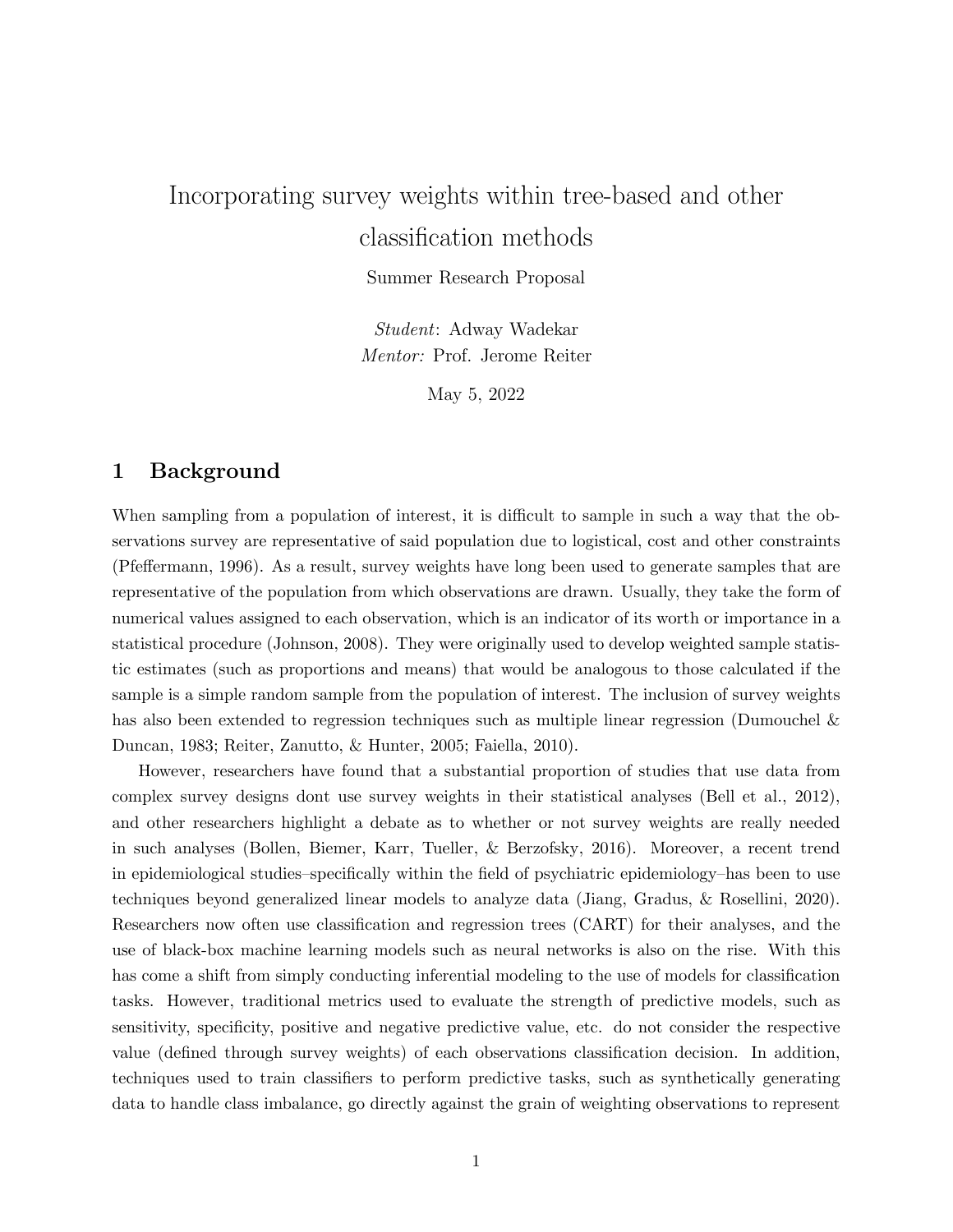# Incorporating survey weights within tree-based and other classification methods

Summer Research Proposal

*Student*: Adway Wadekar
*Mentor:* Prof. Jerome Reiter

May 5, 2022

## 1 Background

When sampling from a population of interest, it is difficult to sample in such a way that the observations survey are representative of said population due to logistical, cost and other constraints (Pfeffermann, 1996). As a result, survey weights have long been used to generate samples that are representative of the population from which observations are drawn. Usually, they take the form of numerical values assigned to each observation, which is an indicator of its worth or importance in a statistical procedure (Johnson, 2008). They were originally used to develop weighted sample statistic estimates (such as proportions and means) that would be analogous to those calculated if the sample is a simple random sample from the population of interest. The inclusion of survey weights has also been extended to regression techniques such as multiple linear regression (Dumouchel & Duncan, 1983; Reiter, Zanutto, & Hunter, 2005; Faiella, 2010).

However, researchers have found that a substantial proportion of studies that use data from complex survey designs dont use survey weights in their statistical analyses (Bell et al., 2012), and other researchers highlight a debate as to whether or not survey weights are really needed in such analyses (Bollen, Biemer, Karr, Tueller, & Berzofsky, 2016). Moreover, a recent trend in epidemiological studies–specifically within the field of psychiatric epidemiology–has been to use techniques beyond generalized linear models to analyze data (Jiang, Gradus, & Rosellini, 2020). Researchers now often use classification and regression trees (CART) for their analyses, and the use of black-box machine learning models such as neural networks is also on the rise. With this has come a shift from simply conducting inferential modeling to the use of models for classification tasks. However, traditional metrics used to evaluate the strength of predictive models, such as sensitivity, specificity, positive and negative predictive value, etc. do not consider the respective value (defined through survey weights) of each observations classification decision. In addition, techniques used to train classifiers to perform predictive tasks, such as synthetically generating data to handle class imbalance, go directly against the grain of weighting observations to represent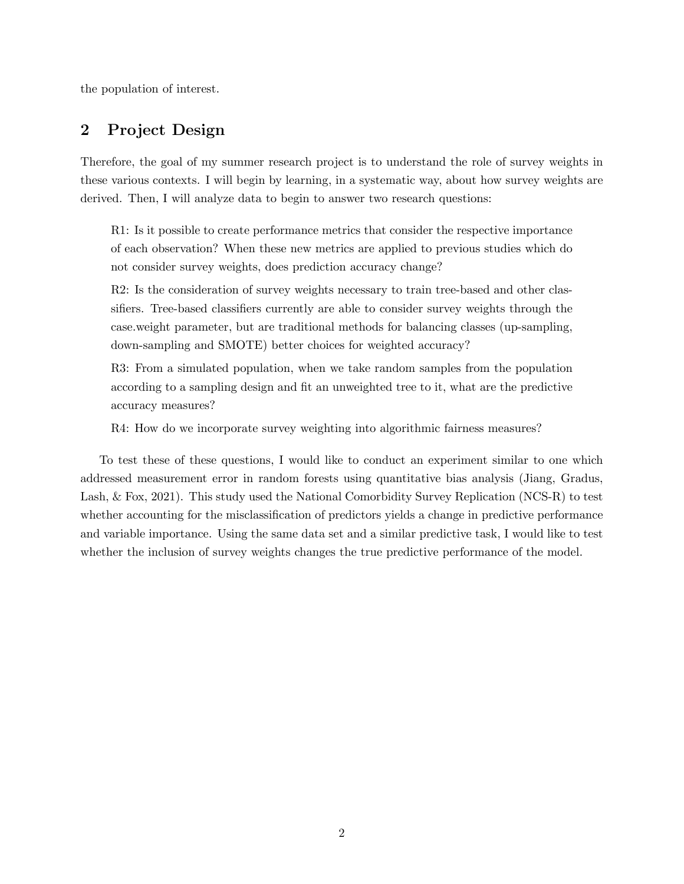the population of interest.

## 2 Project Design

Therefore, the goal of my summer research project is to understand the role of survey weights in these various contexts. I will begin by learning, in a systematic way, about how survey weights are derived. Then, I will analyze data to begin to answer two research questions:

> R1: Is it possible to create performance metrics that consider the respective importance of each observation? When these new metrics are applied to previous studies which do not consider survey weights, does prediction accuracy change?
>
> R2: Is the consideration of survey weights necessary to train tree-based and other classifiers. Tree-based classifiers currently are able to consider survey weights through the case.weight parameter, but are traditional methods for balancing classes (up-sampling, down-sampling and SMOTE) better choices for weighted accuracy?
>
> R3: From a simulated population, when we take random samples from the population according to a sampling design and fit an unweighted tree to it, what are the predictive accuracy measures?
>
> R4: How do we incorporate survey weighting into algorithmic fairness measures?

To test these of these questions, I would like to conduct an experiment similar to one which addressed measurement error in random forests using quantitative bias analysis (Jiang, Gradus, Lash, & Fox, 2021). This study used the National Comorbidity Survey Replication (NCS-R) to test whether accounting for the misclassification of predictors yields a change in predictive performance and variable importance. Using the same data set and a similar predictive task, I would like to test whether the inclusion of survey weights changes the true predictive performance of the model.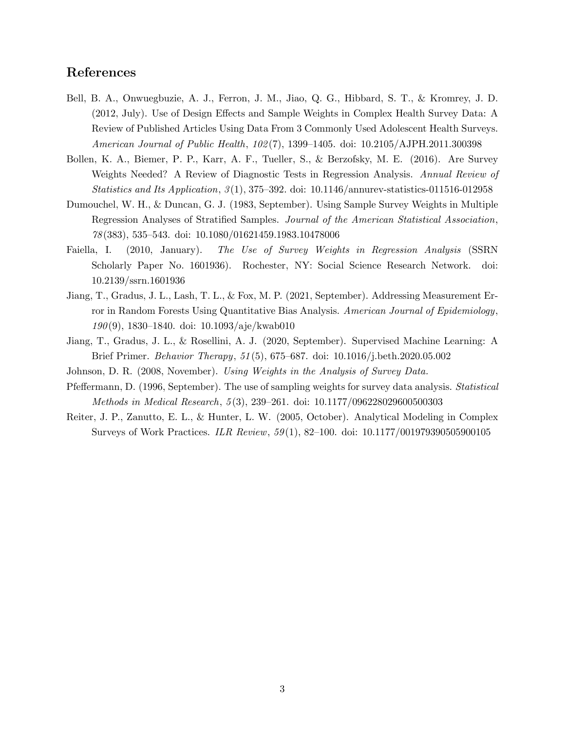## References

Bell, B. A., Onwuegbuzie, A. J., Ferron, J. M., Jiao, Q. G., Hibbard, S. T., & Kromrey, J. D. (2012, July). Use of Design Effects and Sample Weights in Complex Health Survey Data: A Review of Published Articles Using Data From 3 Commonly Used Adolescent Health Surveys. *American Journal of Public Health*, *102*(7), 1399–1405. doi: 10.2105/AJPH.2011.300398

Bollen, K. A., Biemer, P. P., Karr, A. F., Tueller, S., & Berzofsky, M. E. (2016). Are Survey Weights Needed? A Review of Diagnostic Tests in Regression Analysis. *Annual Review of Statistics and Its Application*, *3*(1), 375–392. doi: 10.1146/annurev-statistics-011516-012958

Dumouchel, W. H., & Duncan, G. J. (1983, September). Using Sample Survey Weights in Multiple Regression Analyses of Stratified Samples. *Journal of the American Statistical Association*, *78*(383), 535–543. doi: 10.1080/01621459.1983.10478006

Faiella, I. (2010, January). *The Use of Survey Weights in Regression Analysis* (SSRN Scholarly Paper No. 1601936). Rochester, NY: Social Science Research Network. doi: 10.2139/ssrn.1601936

Jiang, T., Gradus, J. L., Lash, T. L., & Fox, M. P. (2021, September). Addressing Measurement Error in Random Forests Using Quantitative Bias Analysis. *American Journal of Epidemiology*, *190*(9), 1830–1840. doi: 10.1093/aje/kwab010

Jiang, T., Gradus, J. L., & Rosellini, A. J. (2020, September). Supervised Machine Learning: A Brief Primer. *Behavior Therapy*, *51*(5), 675–687. doi: 10.1016/j.beth.2020.05.002

Johnson, D. R. (2008, November). *Using Weights in the Analysis of Survey Data.*

Pfeffermann, D. (1996, September). The use of sampling weights for survey data analysis. *Statistical Methods in Medical Research*, *5*(3), 239–261. doi: 10.1177/096228029600500303

Reiter, J. P., Zanutto, E. L., & Hunter, L. W. (2005, October). Analytical Modeling in Complex Surveys of Work Practices. *ILR Review*, *59*(1), 82–100. doi: 10.1177/001979390505900105